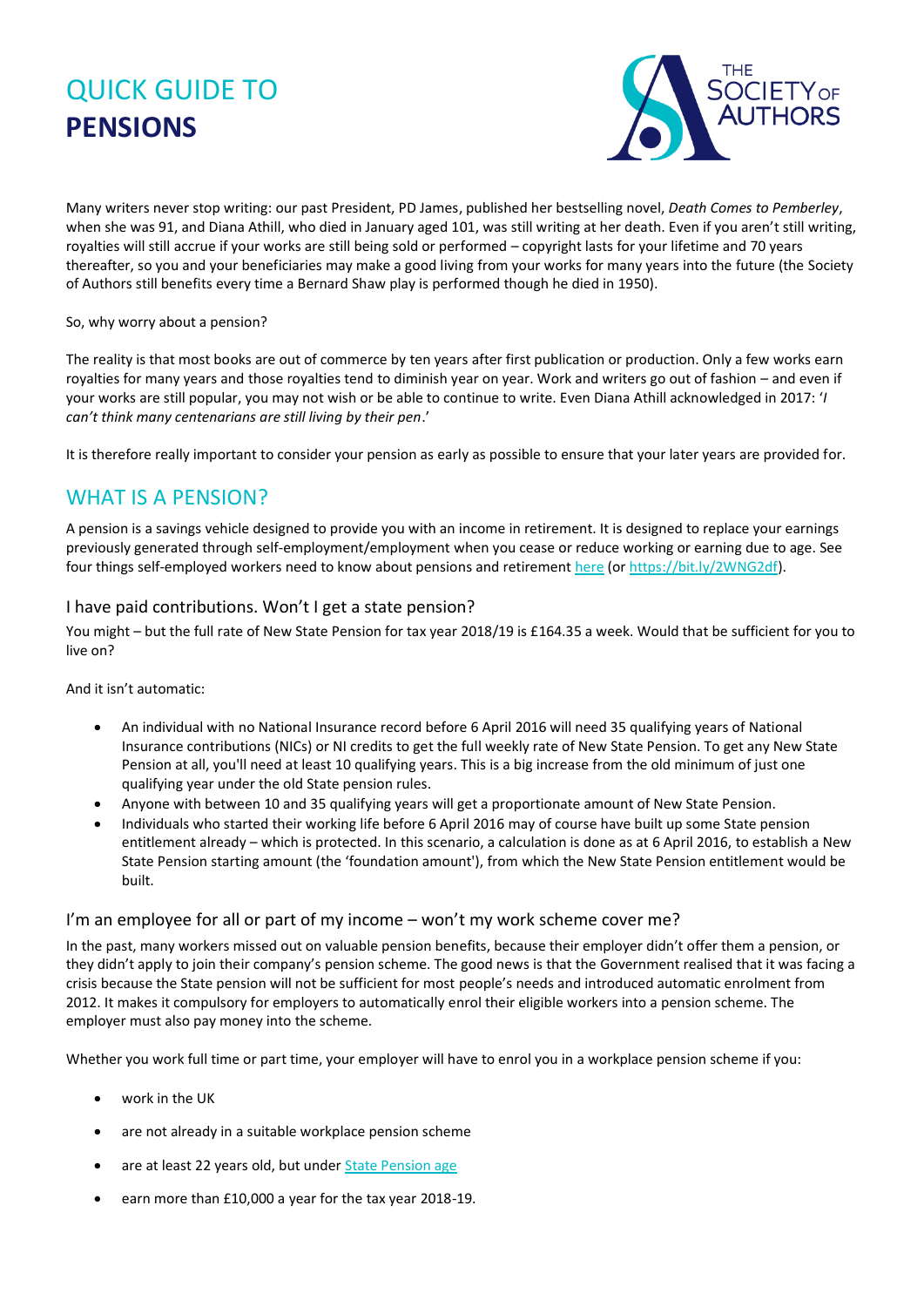# QUICK GUIDE TO **PENSIONS**

Many writers never stop writing: our past President, PD James, published her bestselling novel, *Death Comes to Pemberley*, when she was 91, and Diana Athill, who died in January aged 101, was still writing at her death. Even if you aren't still writing, royalties will still accrue if your works are still being sold or performed – copyright lasts for your lifetime and 70 years thereafter, so you and your beneficiaries may make a good living from your works for many years into the future (the Society of Authors still benefits every time a Bernard Shaw play is performed though he died in 1950).

So, why worry about a pension?

The reality is that most books are out of commerce by ten years after first publication or production. Only a few works earn royalties for many years and those royalties tend to diminish year on year. Work and writers go out of fashion – and even if your works are still popular, you may not wish or be able to continue to write. Even Diana Athill acknowledged in 2017: '*I can't think many centenarians are still living by their pen*.'

It is therefore really important to consider your pension as early as possible to ensure that your later years are provided for.

## WHAT IS A PENSION?

A pension is a savings vehicle designed to provide you with an income in retirement. It is designed to replace your earnings previously generated through self-employment/employment when you cease or reduce working or earning due to age. See four things self-employed workers need to know about pensions and retirement [here](https://bit.ly/2WNG2df) (or [https://bit.ly/2WNG2df](https://bit.ly/2WNG2df)).

### I have paid contributions. Won't I get a state pension?

You might – but the full rate of New State Pension for tax year 2018/19 is £164.35 a week. Would that be sufficient for you to live on?

And it isn't automatic:

- An individual with no National Insurance record before 6 April 2016 will need 35 qualifying years of National Insurance contributions (NICs) or NI credits to get the full weekly rate of New State Pension. To get any New State Pension at all, you'll need at least 10 qualifying years. This is a big increase from the old minimum of just one qualifying year under the old State pension rules.
- Anyone with between 10 and 35 qualifying years will get a proportionate amount of New State Pension.
- Individuals who started their working life before 6 April 2016 may of course have built up some State pension entitlement already – which is protected. In this scenario, a calculation is done as at 6 April 2016, to establish a New State Pension starting amount (the 'foundation amount'), from which the New State Pension entitlement would be built.

### I'm an employee for all or part of my income – won't my work scheme cover me?

In the past, many workers missed out on valuable pension benefits, because their employer didn't offer them a pension, or they didn't apply to join their company's pension scheme. The good news is that the Government realised that it was facing a crisis because the State pension will not be sufficient for most people's needs and introduced automatic enrolment from 2012. It makes it compulsory for employers to automatically enrol their eligible workers into a pension scheme. The employer must also pay money into the scheme.

Whether you work full time or part time, your employer will have to enrol you in a workplace pension scheme if you:

- work in the UK
- are not already in a suitable workplace pension scheme
- are at least 22 years old, but under State Pension age
- earn more than £10,000 a year for the tax year 2018-19.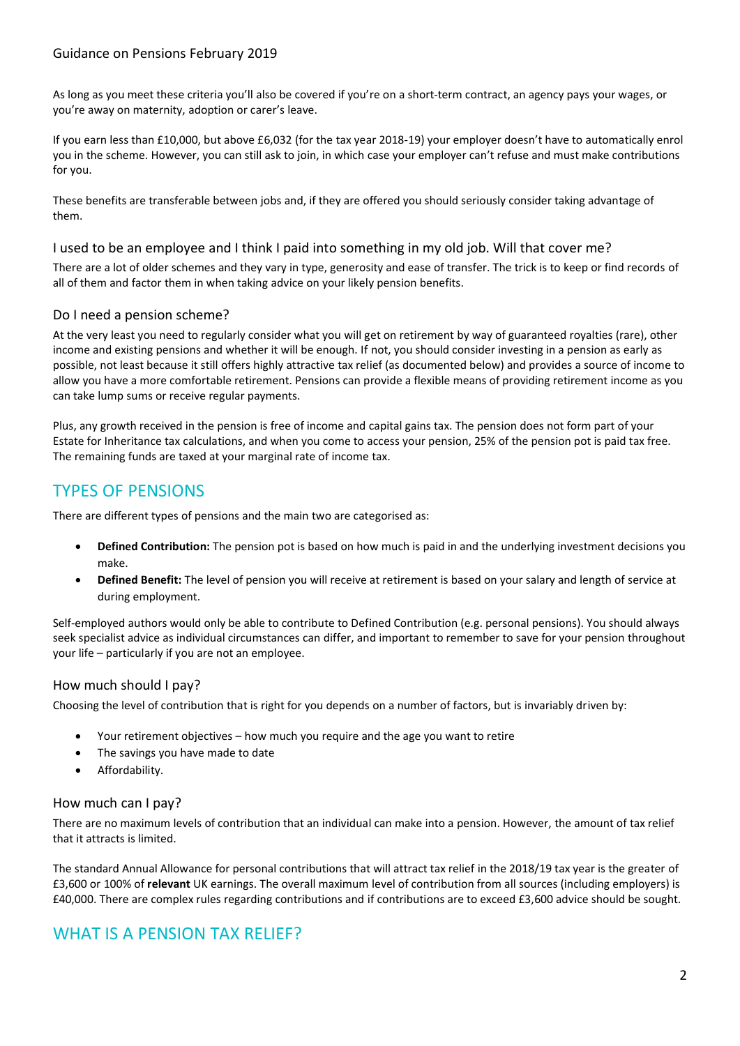As long as you meet these criteria you'll also be covered if you're on a short-term contract, an agency pays your wages, or you're away on maternity, adoption or carer's leave.

If you earn less than £10,000, but above £6,032 (for the tax year 2018-19) your employer doesn't have to automatically enrol you in the scheme. However, you can still ask to join, in which case your employer can't refuse and must make contributions for you.

These benefits are transferable between jobs and, if they are offered you should seriously consider taking advantage of them.

### I used to be an employee and I think I paid into something in my old job. Will that cover me?

There are a lot of older schemes and they vary in type, generosity and ease of transfer. The trick is to keep or find records of all of them and factor them in when taking advice on your likely pension benefits.

### Do I need a pension scheme?

At the very least you need to regularly consider what you will get on retirement by way of guaranteed royalties (rare), other income and existing pensions and whether it will be enough. If not, you should consider investing in a pension as early as possible, not least because it still offers highly attractive tax relief (as documented below) and provides a source of income to allow you have a more comfortable retirement. Pensions can provide a flexible means of providing retirement income as you can take lump sums or receive regular payments.

Plus, any growth received in the pension is free of income and capital gains tax. The pension does not form part of your Estate for Inheritance tax calculations, and when you come to access your pension, 25% of the pension pot is paid tax free. The remaining funds are taxed at your marginal rate of income tax.

## TYPES OF PENSIONS

There are different types of pensions and the main two are categorised as:

- **Defined Contribution:** The pension pot is based on how much is paid in and the underlying investment decisions you make.
- **Defined Benefit:** The level of pension you will receive at retirement is based on your salary and length of service at during employment.

Self-employed authors would only be able to contribute to Defined Contribution (e.g. personal pensions). You should always seek specialist advice as individual circumstances can differ, and important to remember to save for your pension throughout your life – particularly if you are not an employee.

### How much should I pay?

Choosing the level of contribution that is right for you depends on a number of factors, but is invariably driven by:

- Your retirement objectives – how much you require and the age you want to retire
- The savings you have made to date
- Affordability.

### How much can I pay?

There are no maximum levels of contribution that an individual can make into a pension. However, the amount of tax relief that it attracts is limited.

The standard Annual Allowance for personal contributions that will attract tax relief in the 2018/19 tax year is the greater of £3,600 or 100% of **relevant** UK earnings. The overall maximum level of contribution from all sources (including employers) is £40,000. There are complex rules regarding contributions and if contributions are to exceed £3,600 advice should be sought.

## WHAT IS A PENSION TAX RELIEF?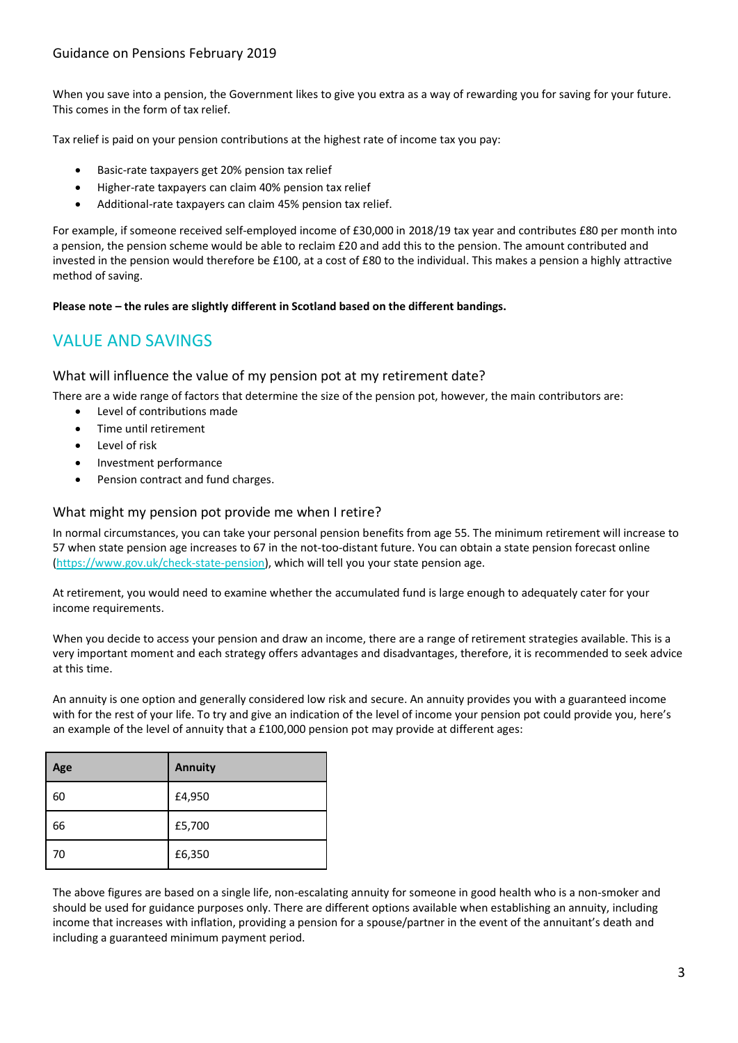When you save into a pension, the Government likes to give you extra as a way of rewarding you for saving for your future. This comes in the form of tax relief.

Tax relief is paid on your pension contributions at the highest rate of income tax you pay:

- Basic-rate taxpayers get 20% pension tax relief
- Higher-rate taxpayers can claim 40% pension tax relief
- Additional-rate taxpayers can claim 45% pension tax relief.

For example, if someone received self-employed income of £30,000 in 2018/19 tax year and contributes £80 per month into a pension, the pension scheme would be able to reclaim £20 and add this to the pension. The amount contributed and invested in the pension would therefore be £100, at a cost of £80 to the individual. This makes a pension a highly attractive method of saving.

**Please note – the rules are slightly different in Scotland based on the different bandings.**

## VALUE AND SAVINGS

### What will influence the value of my pension pot at my retirement date?

There are a wide range of factors that determine the size of the pension pot, however, the main contributors are:

- Level of contributions made
- Time until retirement
- Level of risk
- Investment performance
- Pension contract and fund charges.

### What might my pension pot provide me when I retire?

In normal circumstances, you can take your personal pension benefits from age 55. The minimum retirement will increase to 57 when state pension age increases to 67 in the not-too-distant future. You can obtain a state pension forecast online (https://www.gov.uk/check-state-pension), which will tell you your state pension age.

At retirement, you would need to examine whether the accumulated fund is large enough to adequately cater for your income requirements.

When you decide to access your pension and draw an income, there are a range of retirement strategies available. This is a very important moment and each strategy offers advantages and disadvantages, therefore, it is recommended to seek advice at this time.

An annuity is one option and generally considered low risk and secure. An annuity provides you with a guaranteed income with for the rest of your life. To try and give an indication of the level of income your pension pot could provide you, here's an example of the level of annuity that a £100,000 pension pot may provide at different ages:

| Age | Annuity |
|---|---|
| 60 | £4,950 |
| 66 | £5,700 |
| 70 | £6,350 |

The above figures are based on a single life, non-escalating annuity for someone in good health who is a non-smoker and should be used for guidance purposes only. There are different options available when establishing an annuity, including income that increases with inflation, providing a pension for a spouse/partner in the event of the annuitant's death and including a guaranteed minimum payment period.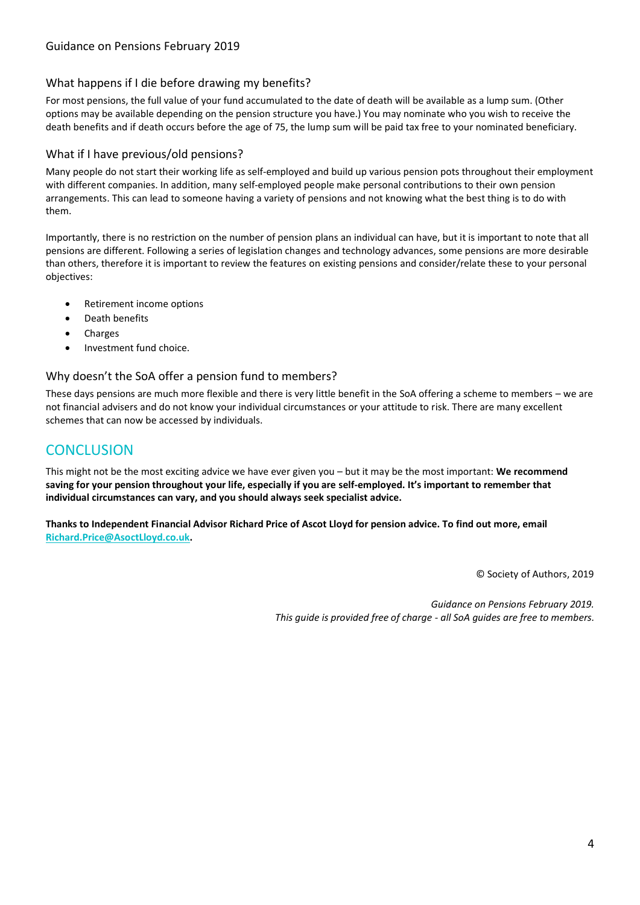### What happens if I die before drawing my benefits?

For most pensions, the full value of your fund accumulated to the date of death will be available as a lump sum. (Other options may be available depending on the pension structure you have.) You may nominate who you wish to receive the death benefits and if death occurs before the age of 75, the lump sum will be paid tax free to your nominated beneficiary.

### What if I have previous/old pensions?

Many people do not start their working life as self-employed and build up various pension pots throughout their employment with different companies. In addition, many self-employed people make personal contributions to their own pension arrangements. This can lead to someone having a variety of pensions and not knowing what the best thing is to do with them.

Importantly, there is no restriction on the number of pension plans an individual can have, but it is important to note that all pensions are different. Following a series of legislation changes and technology advances, some pensions are more desirable than others, therefore it is important to review the features on existing pensions and consider/relate these to your personal objectives:

- Retirement income options
- Death benefits
- Charges
- Investment fund choice.

### Why doesn't the SoA offer a pension fund to members?

These days pensions are much more flexible and there is very little benefit in the SoA offering a scheme to members – we are not financial advisers and do not know your individual circumstances or your attitude to risk. There are many excellent schemes that can now be accessed by individuals.

## CONCLUSION

This might not be the most exciting advice we have ever given you – but it may be the most important: **We recommend saving for your pension throughout your life, especially if you are self-employed. It's important to remember that individual circumstances can vary, and you should always seek specialist advice.**

**Thanks to Independent Financial Advisor Richard Price of Ascot Lloyd for pension advice. To find out more, email Richard.Price@AsoctLloyd.co.uk.**

© Society of Authors, 2019

*Guidance on Pensions February 2019.*
*This guide is provided free of charge - all SoA guides are free to members.*